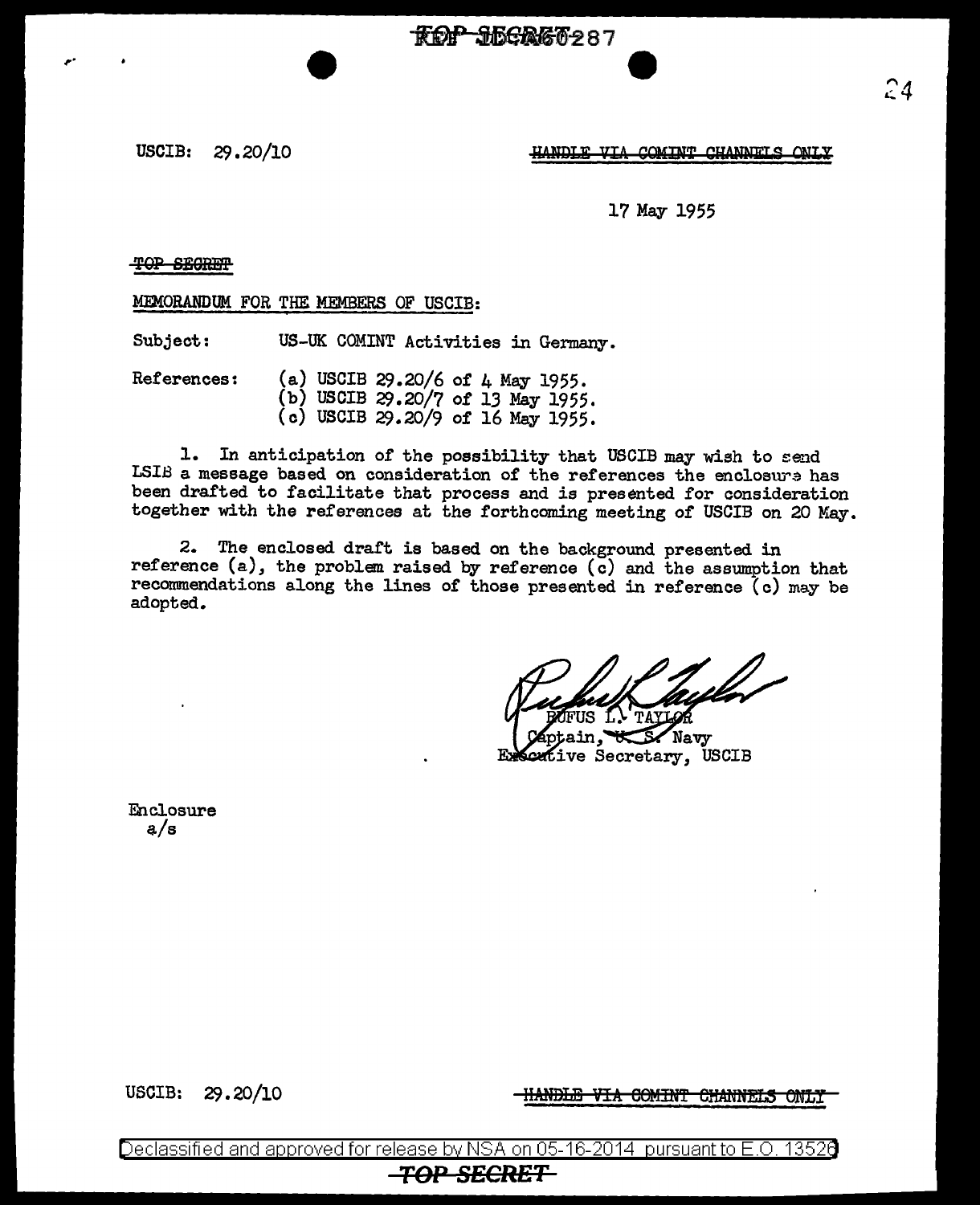USCIB: 29.20/10

HANDLE VIA COMINT CHANNELS ONLY

17 May 1955

TOP SECRET

MEMORANDUM FOR THE MEMBERS OF USCIB:

Subject: US-UK COMINT Activities in Germany.

References:
(a) USCIB 29.20/6 of 4 May 1955.
(b) USCIB 29.20/7 of 13 May 1955.
(c) USCIB 29.20/9 of 16 May 1955.

1. In anticipation of the possibility that USCIB may wish to send LSIB a message based on consideration of the references the enclosure has been drafted to facilitate that process and is presented for consideration together with the references at the forthcoming meeting of USCIB on 20 May.

2. The enclosed draft is based on the background presented in reference (a), the problem raised by reference (c) and the assumption that recommendations along the lines of those presented in reference (c) may be adopted.

RUFUS L. TAYLOR
Captain, U. S. Navy
Executive Secretary, USCIB

Enclosure
a/s

USCIB: 29.20/10

HANDLE VIA COMINT CHANNELS ONLY

Declassified and approved for release by NSA on 05-16-2014 pursuant to E.O. 13526

TOP SECRET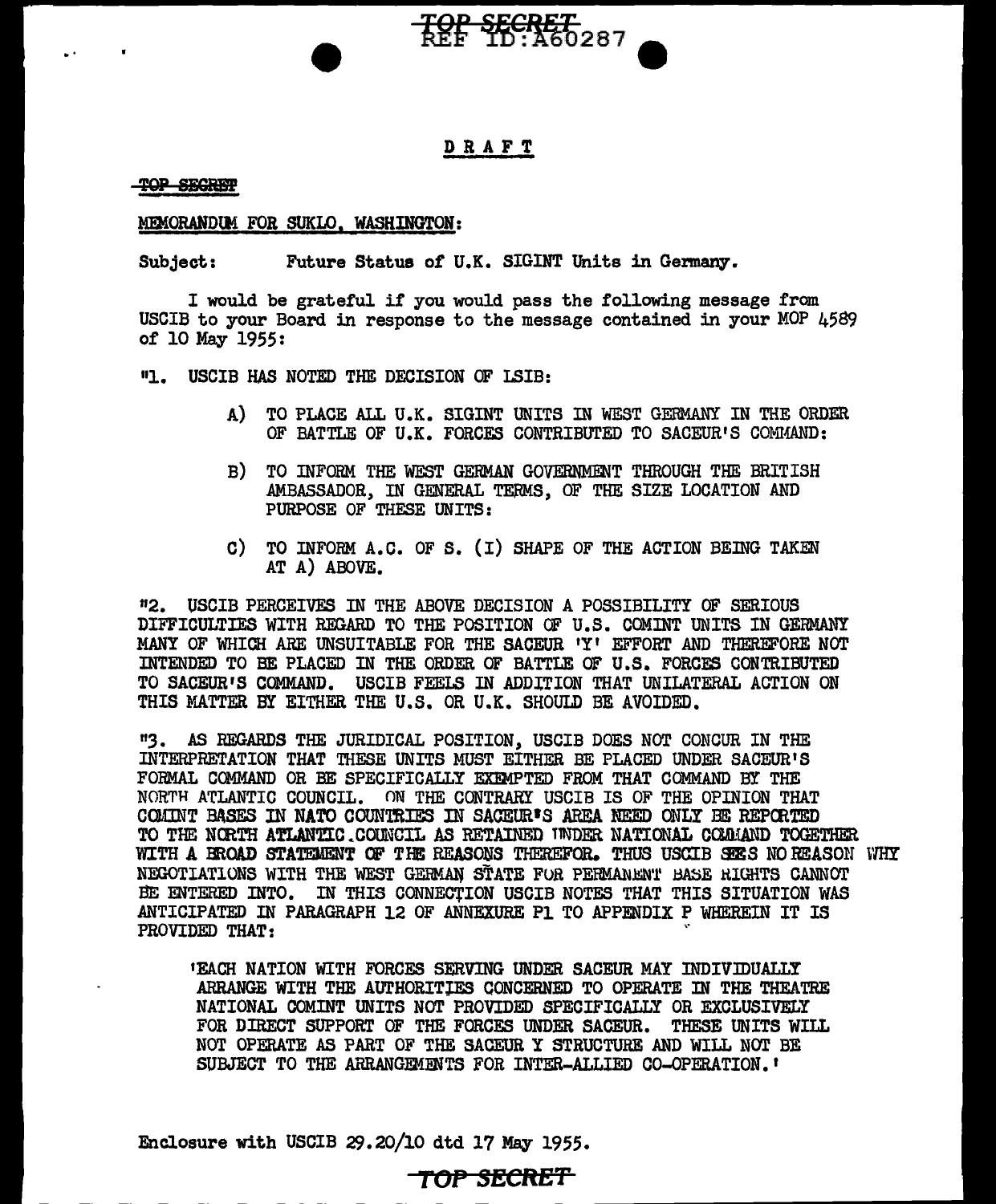DRAFT

TOP SECRET

MEMORANDUM FOR SUKLO, WASHINGTON:

Subject: Future Status of U.K. SIGINT Units in Germany.

I would be grateful if you would pass the following message from USCIB to your Board in response to the message contained in your MOP 4589 of 10 May 1955:

"1. USCIB HAS NOTED THE DECISION OF LSIB:

A) TO PLACE ALL U.K. SIGINT UNITS IN WEST GERMANY IN THE ORDER OF BATTLE OF U.K. FORCES CONTRIBUTED TO SACEUR'S COMMAND:

B) TO INFORM THE WEST GERMAN GOVERNMENT THROUGH THE BRITISH AMBASSADOR, IN GENERAL TERMS, OF THE SIZE LOCATION AND PURPOSE OF THESE UNITS:

C) TO INFORM A.C. OF S. (I) SHAPE OF THE ACTION BEING TAKEN AT A) ABOVE.

"2. USCIB PERCEIVES IN THE ABOVE DECISION A POSSIBILITY OF SERIOUS DIFFICULTIES WITH REGARD TO THE POSITION OF U.S. COMINT UNITS IN GERMANY MANY OF WHICH ARE UNSUITABLE FOR THE SACEUR 'Y' EFFORT AND THEREFORE NOT INTENDED TO BE PLACED IN THE ORDER OF BATTLE OF U.S. FORCES CONTRIBUTED TO SACEUR'S COMMAND. USCIB FEELS IN ADDITION THAT UNILATERAL ACTION ON THIS MATTER BY EITHER THE U.S. OR U.K. SHOULD BE AVOIDED.

"3. AS REGARDS THE JURIDICAL POSITION, USCIB DOES NOT CONCUR IN THE INTERPRETATION THAT THESE UNITS MUST EITHER BE PLACED UNDER SACEUR'S FORMAL COMMAND OR BE SPECIFICALLY EXEMPTED FROM THAT COMMAND BY THE NORTH ATLANTIC COUNCIL. ON THE CONTRARY USCIB IS OF THE OPINION THAT COMINT BASES IN NATO COUNTRIES IN SACEUR'S AREA NEED ONLY BE REPORTED TO THE NORTH ATLANTIC COUNCIL AS RETAINED UNDER NATIONAL COMMAND TOGETHER WITH A BROAD STATEMENT OF THE REASONS THEREFOR. THUS USCIB SEES NO REASON WHY NEGOTIATIONS WITH THE WEST GERMAN STATE FOR PERMANENT BASE RIGHTS CANNOT BE ENTERED INTO. IN THIS CONNECTION USCIB NOTES THAT THIS SITUATION WAS ANTICIPATED IN PARAGRAPH 12 OF ANNEXURE P1 TO APPENDIX P WHEREIN IT IS PROVIDED THAT:

'EACH NATION WITH FORCES SERVING UNDER SACEUR MAY INDIVIDUALLY ARRANGE WITH THE AUTHORITIES CONCERNED TO OPERATE IN THE THEATRE NATIONAL COMINT UNITS NOT PROVIDED SPECIFICALLY OR EXCLUSIVELY FOR DIRECT SUPPORT OF THE FORCES UNDER SACEUR. THESE UNITS WILL NOT OPERATE AS PART OF THE SACEUR Y STRUCTURE AND WILL NOT BE SUBJECT TO THE ARRANGEMENTS FOR INTER-ALLIED CO-OPERATION.'

Enclosure with USCIB 29.20/10 dtd 17 May 1955.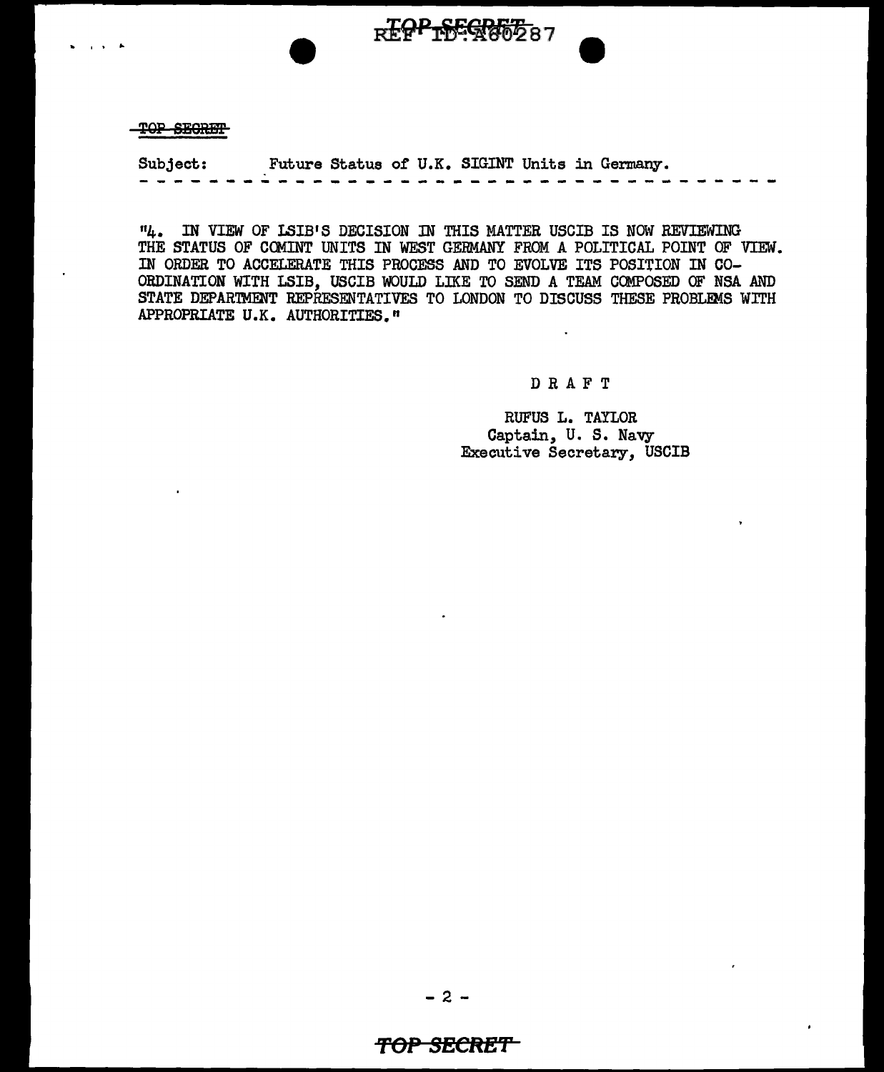TOP SECRET

Subject: Future Status of U.K. SIGINT Units in Germany.

---

"4. IN VIEW OF LSIB'S DECISION IN THIS MATTER USCIB IS NOW REVIEWING THE STATUS OF COMINT UNITS IN WEST GERMANY FROM A POLITICAL POINT OF VIEW. IN ORDER TO ACCELERATE THIS PROCESS AND TO EVOLVE ITS POSITION IN CO-ORDINATION WITH LSIB, USCIB WOULD LIKE TO SEND A TEAM COMPOSED OF NSA AND STATE DEPARTMENT REPRESENTATIVES TO LONDON TO DISCUSS THESE PROBLEMS WITH APPROPRIATE U.K. AUTHORITIES."

D R A F T

RUFUS L. TAYLOR
Captain, U. S. Navy
Executive Secretary, USCIB